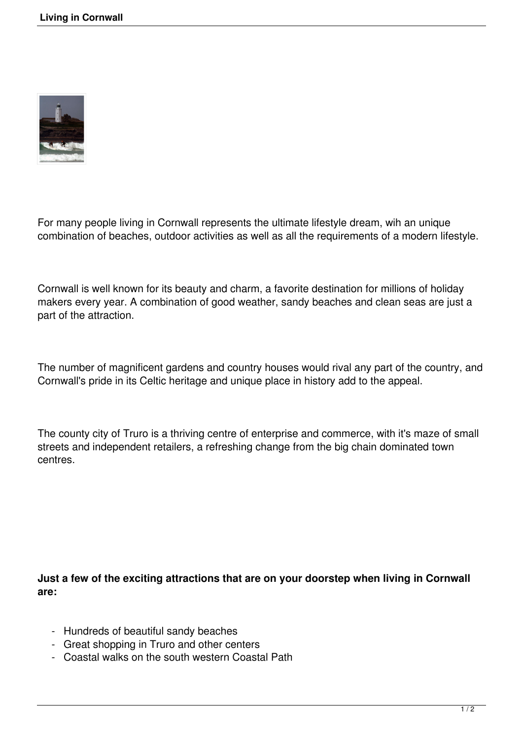For many people living in Cornwall represents the ultimate lifestyle dream, wih an unique combination of beaches, outdoor activities as well as all the requirements of a modern lifestyle.

Cornwall is well known for its beauty and charm, a favorite destination for millions of holiday makers every year. A combination of good weather, sandy beaches and clean seas are just a part of the attraction.

The number of magnificent gardens and country houses would rival any part of the country, and Cornwall's pride in its Celtic heritage and unique place in history add to the appeal.

The county city of Truro is a thriving centre of enterprise and commerce, with it's maze of small streets and independent retailers, a refreshing change from the big chain dominated town centres.

**Just a few of the exciting attractions that are on your doorstep when living in Cornwall are:**

- Hundreds of beautiful sandy beaches
- Great shopping in Truro and other centers
- Coastal walks on the south western Coastal Path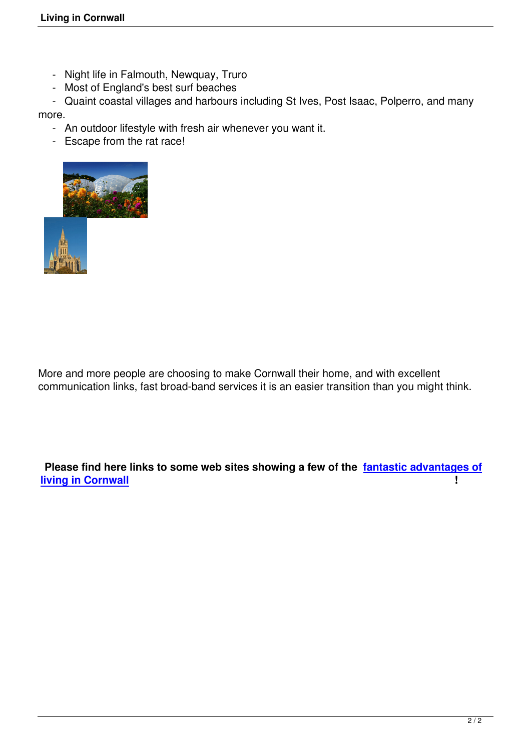- Night life in Falmouth, Newquay, Truro
- Most of England's best surf beaches
- Quaint coastal villages and harbours including St Ives, Post Isaac, Polperro, and many more.
- An outdoor lifestyle with fresh air whenever you want it.
- Escape from the rat race!

More and more people are choosing to make Cornwall their home, and with excellent communication links, fast broad-band services it is an easier transition than you might think.

**Please find here links to some web sites showing a few of the fantastic advantages of living in Cornwall!**